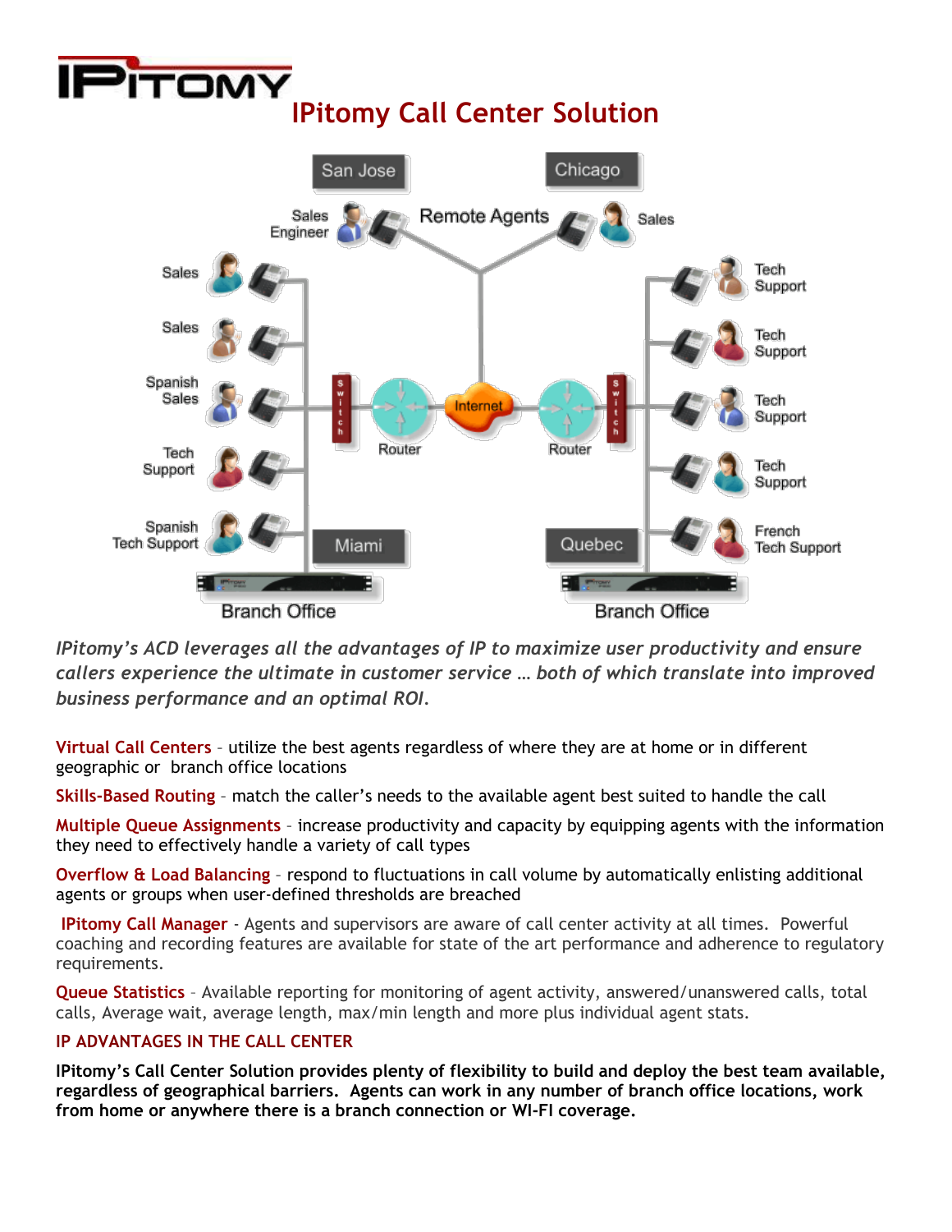# IPitomy Call Center Solution

*IPitomy's ACD leverages all the advantages of IP to maximize user productivity and ensure callers experience the ultimate in customer service … both of which translate into improved business performance and an optimal ROI.*

**Virtual Call Centers** – utilize the best agents regardless of where they are at home or in different geographic or branch office locations

**Skills-Based Routing** – match the caller's needs to the available agent best suited to handle the call

**Multiple Queue Assignments** – increase productivity and capacity by equipping agents with the information they need to effectively handle a variety of call types

**Overflow & Load Balancing** – respond to fluctuations in call volume by automatically enlisting additional agents or groups when user-defined thresholds are breached

**IPitomy Call Manager** - Agents and supervisors are aware of call center activity at all times. Powerful coaching and recording features are available for state of the art performance and adherence to regulatory requirements.

**Queue Statistics** – Available reporting for monitoring of agent activity, answered/unanswered calls, total calls, Average wait, average length, max/min length and more plus individual agent stats.

## IP ADVANTAGES IN THE CALL CENTER

**IPitomy's Call Center Solution provides plenty of flexibility to build and deploy the best team available, regardless of geographical barriers. Agents can work in any number of branch office locations, work from home or anywhere there is a branch connection or WI-FI coverage.**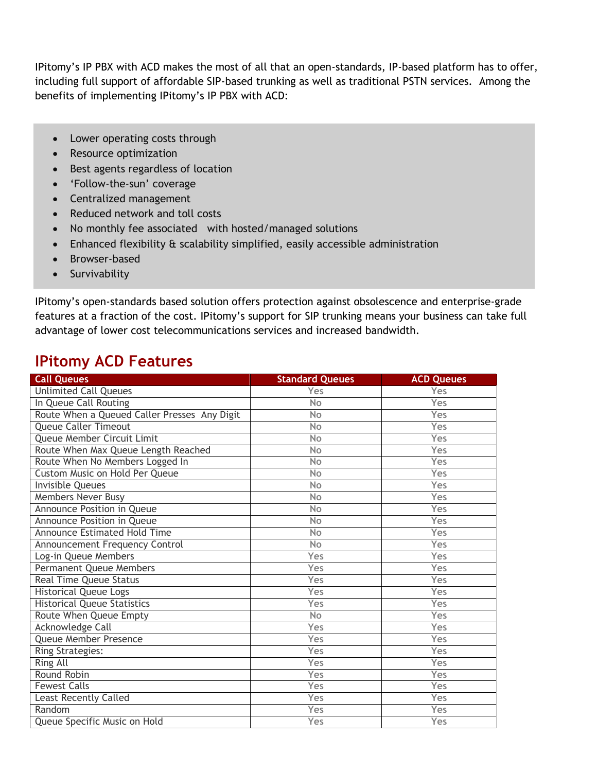IPitomy's IP PBX with ACD makes the most of all that an open-standards, IP-based platform has to offer, including full support of affordable SIP-based trunking as well as traditional PSTN services. Among the benefits of implementing IPitomy's IP PBX with ACD:

- Lower operating costs through
- Resource optimization
- Best agents regardless of location
- 'Follow-the-sun' coverage
- Centralized management
- Reduced network and toll costs
- No monthly fee associated with hosted/managed solutions
- Enhanced flexibility & scalability simplified, easily accessible administration
- Browser-based
- Survivability

IPitomy's open-standards based solution offers protection against obsolescence and enterprise-grade features at a fraction of the cost. IPitomy's support for SIP trunking means your business can take full advantage of lower cost telecommunications services and increased bandwidth.

## IPitomy ACD Features

| Call Queues | Standard Queues | ACD Queues |
|---|---|---|
| Unlimited Call Queues | Yes | Yes |
| In Queue Call Routing | No | Yes |
| Route When a Queued Caller Presses Any Digit | No | Yes |
| Queue Caller Timeout | No | Yes |
| Queue Member Circuit Limit | No | Yes |
| Route When Max Queue Length Reached | No | Yes |
| Route When No Members Logged In | No | Yes |
| Custom Music on Hold Per Queue | No | Yes |
| Invisible Queues | No | Yes |
| Members Never Busy | No | Yes |
| Announce Position in Queue | No | Yes |
| Announce Position in Queue | No | Yes |
| Announce Estimated Hold Time | No | Yes |
| Announcement Frequency Control | No | Yes |
| Log-in Queue Members | Yes | Yes |
| Permanent Queue Members | Yes | Yes |
| Real Time Queue Status | Yes | Yes |
| Historical Queue Logs | Yes | Yes |
| Historical Queue Statistics | Yes | Yes |
| Route When Queue Empty | No | Yes |
| Acknowledge Call | Yes | Yes |
| Queue Member Presence | Yes | Yes |
| Ring Strategies: | Yes | Yes |
| Ring All | Yes | Yes |
| Round Robin | Yes | Yes |
| Fewest Calls | Yes | Yes |
| Least Recently Called | Yes | Yes |
| Random | Yes | Yes |
| Queue Specific Music on Hold | Yes | Yes |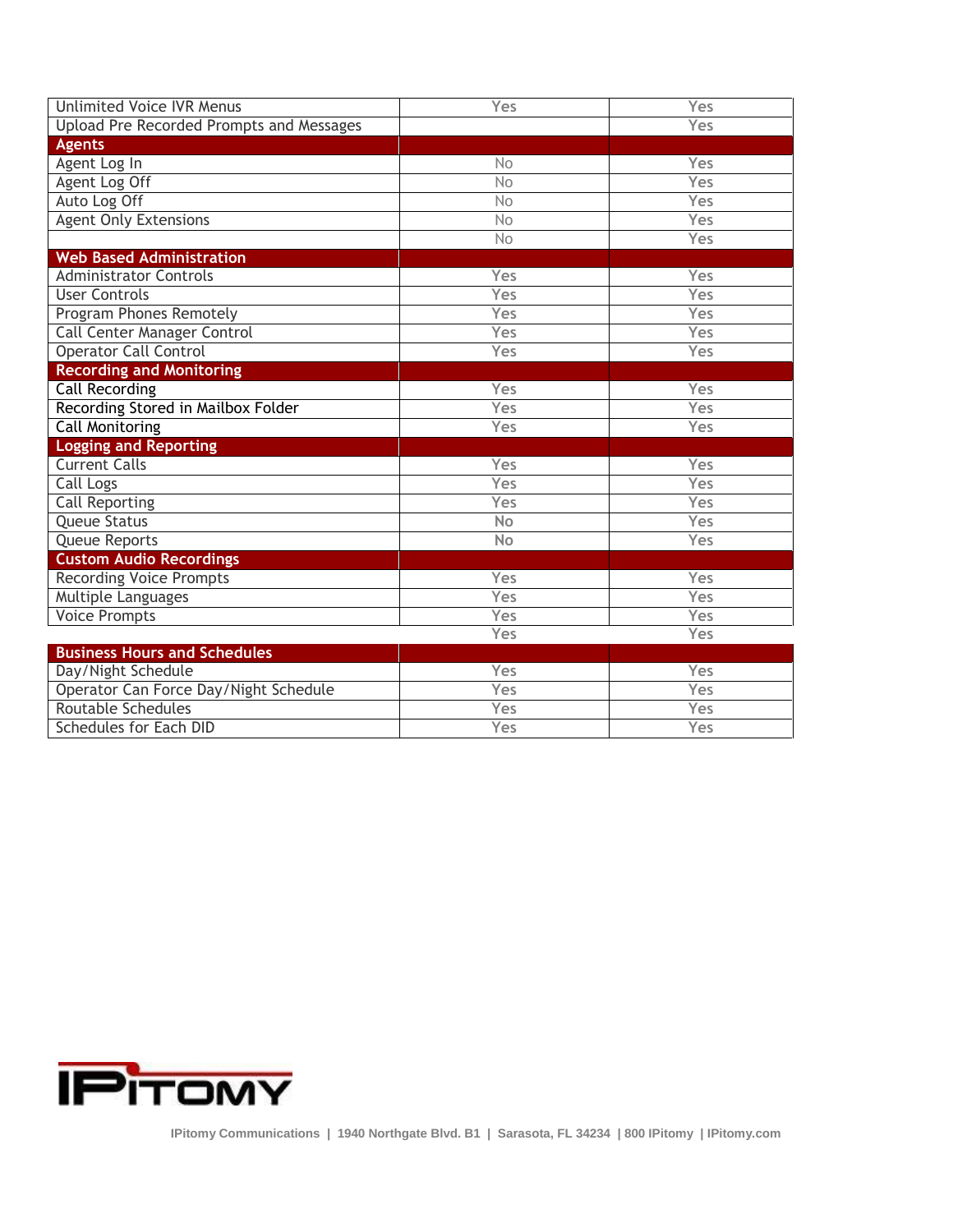| | | |
|---|---|---|
| Unlimited Voice IVR Menus | Yes | Yes |
| Upload Pre Recorded Prompts and Messages | | Yes |
| **Agents** | | |
| Agent Log In | No | Yes |
| Agent Log Off | No | Yes |
| Auto Log Off | No | Yes |
| Agent Only Extensions | No | Yes |
| | No | Yes |
| **Web Based Administration** | | |
| Administrator Controls | Yes | Yes |
| User Controls | Yes | Yes |
| Program Phones Remotely | Yes | Yes |
| Call Center Manager Control | Yes | Yes |
| Operator Call Control | Yes | Yes |
| **Recording and Monitoring** | | |
| Call Recording | Yes | Yes |
| Recording Stored in Mailbox Folder | Yes | Yes |
| Call Monitoring | Yes | Yes |
| **Logging and Reporting** | | |
| Current Calls | Yes | Yes |
| Call Logs | Yes | Yes |
| Call Reporting | Yes | Yes |
| Queue Status | No | Yes |
| Queue Reports | No | Yes |
| **Custom Audio Recordings** | | |
| Recording Voice Prompts | Yes | Yes |
| Multiple Languages | Yes | Yes |
| Voice Prompts | Yes | Yes |
| | Yes | Yes |
| **Business Hours and Schedules** | | |
| Day/Night Schedule | Yes | Yes |
| Operator Can Force Day/Night Schedule | Yes | Yes |
| Routable Schedules | Yes | Yes |
| Schedules for Each DID | Yes | Yes |

IPITOMY

IPitomy Communications | 1940 Northgate Blvd. B1 | Sarasota, FL 34234 | 800 IPitomy | IPitomy.com